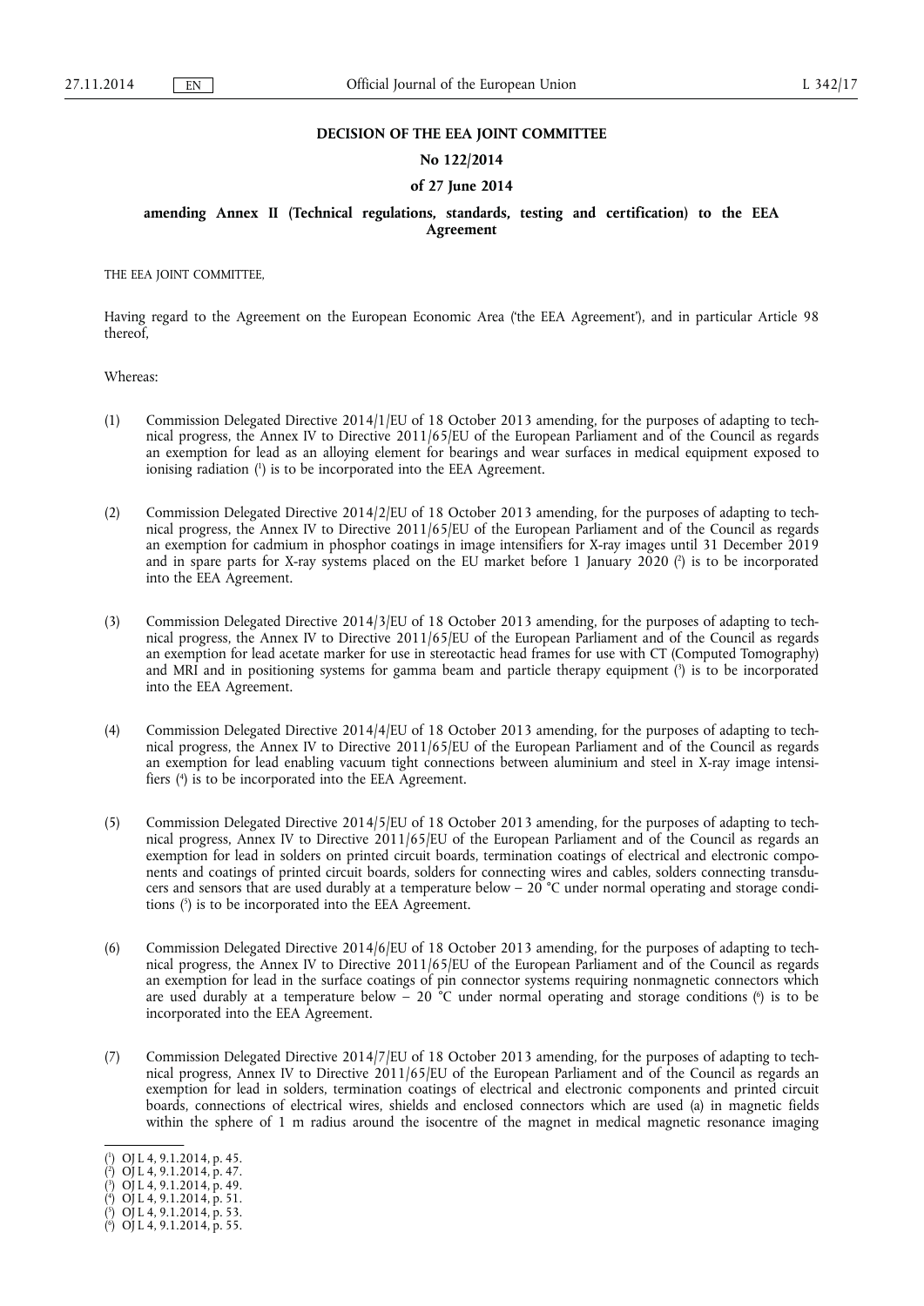**DECISION OF THE EEA JOINT COMMITTEE**

**No 122/2014**

**of 27 June 2014**

**amending Annex II (Technical regulations, standards, testing and certification) to the EEA Agreement**

THE EEA JOINT COMMITTEE,

Having regard to the Agreement on the European Economic Area ('the EEA Agreement'), and in particular Article 98 thereof,

Whereas:

(1) Commission Delegated Directive 2014/1/EU of 18 October 2013 amending, for the purposes of adapting to technical progress, the Annex IV to Directive 2011/65/EU of the European Parliament and of the Council as regards an exemption for lead as an alloying element for bearings and wear surfaces in medical equipment exposed to ionising radiation [1] is to be incorporated into the EEA Agreement.

(2) Commission Delegated Directive 2014/2/EU of 18 October 2013 amending, for the purposes of adapting to technical progress, the Annex IV to Directive 2011/65/EU of the European Parliament and of the Council as regards an exemption for cadmium in phosphor coatings in image intensifiers for X-ray images until 31 December 2019 and in spare parts for X-ray systems placed on the EU market before 1 January 2020 [2] is to be incorporated into the EEA Agreement.

(3) Commission Delegated Directive 2014/3/EU of 18 October 2013 amending, for the purposes of adapting to technical progress, the Annex IV to Directive 2011/65/EU of the European Parliament and of the Council as regards an exemption for lead acetate marker for use in stereotactic head frames for use with CT (Computed Tomography) and MRI and in positioning systems for gamma beam and particle therapy equipment [3] is to be incorporated into the EEA Agreement.

(4) Commission Delegated Directive 2014/4/EU of 18 October 2013 amending, for the purposes of adapting to technical progress, the Annex IV to Directive 2011/65/EU of the European Parliament and of the Council as regards an exemption for lead enabling vacuum tight connections between aluminium and steel in X-ray image intensifiers [4] is to be incorporated into the EEA Agreement.

(5) Commission Delegated Directive 2014/5/EU of 18 October 2013 amending, for the purposes of adapting to technical progress, Annex IV to Directive 2011/65/EU of the European Parliament and of the Council as regards an exemption for lead in solders on printed circuit boards, termination coatings of electrical and electronic components and coatings of printed circuit boards, solders for connecting wires and cables, solders connecting transducers and sensors that are used durably at a temperature below − 20 °C under normal operating and storage conditions [5] is to be incorporated into the EEA Agreement.

(6) Commission Delegated Directive 2014/6/EU of 18 October 2013 amending, for the purposes of adapting to technical progress, the Annex IV to Directive 2011/65/EU of the European Parliament and of the Council as regards an exemption for lead in the surface coatings of pin connector systems requiring nonmagnetic connectors which are used durably at a temperature below − 20 °C under normal operating and storage conditions [6] is to be incorporated into the EEA Agreement.

(7) Commission Delegated Directive 2014/7/EU of 18 October 2013 amending, for the purposes of adapting to technical progress, Annex IV to Directive 2011/65/EU of the European Parliament and of the Council as regards an exemption for lead in solders, termination coatings of electrical and electronic components and printed circuit boards, connections of electrical wires, shields and enclosed connectors which are used (a) in magnetic fields within the sphere of 1 m radius around the isocentre of the magnet in medical magnetic resonance imaging

---

[1] OJ L 4, 9.1.2014, p. 45.
[2] OJ L 4, 9.1.2014, p. 47.
[3] OJ L 4, 9.1.2014, p. 49.
[4] OJ L 4, 9.1.2014, p. 51.
[5] OJ L 4, 9.1.2014, p. 53.
[6] OJ L 4, 9.1.2014, p. 55.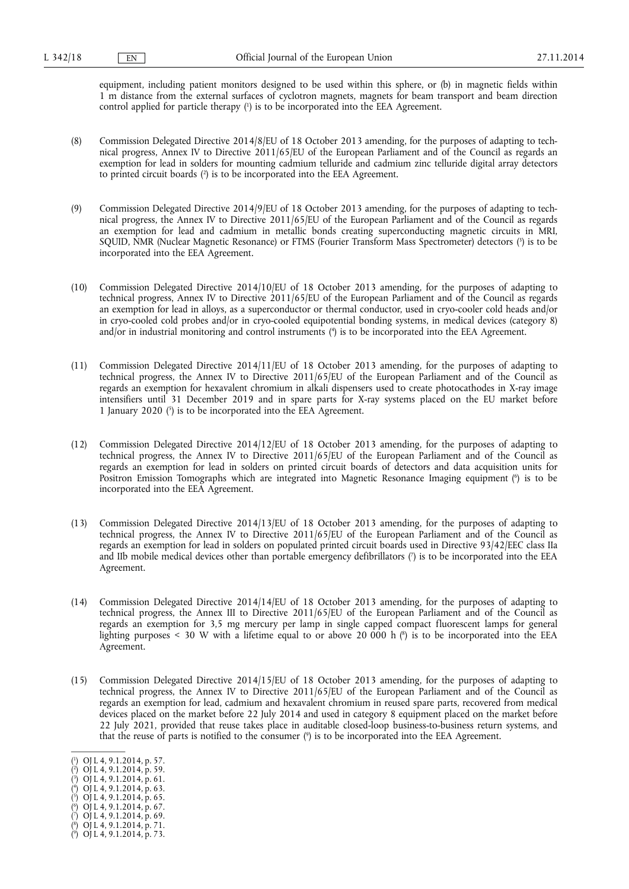equipment, including patient monitors designed to be used within this sphere, or (b) in magnetic fields within 1 m distance from the external surfaces of cyclotron magnets, magnets for beam transport and beam direction control applied for particle therapy [1] is to be incorporated into the EEA Agreement.

(8) Commission Delegated Directive 2014/8/EU of 18 October 2013 amending, for the purposes of adapting to technical progress, Annex IV to Directive 2011/65/EU of the European Parliament and of the Council as regards an exemption for lead in solders for mounting cadmium telluride and cadmium zinc telluride digital array detectors to printed circuit boards [2] is to be incorporated into the EEA Agreement.

(9) Commission Delegated Directive 2014/9/EU of 18 October 2013 amending, for the purposes of adapting to technical progress, the Annex IV to Directive 2011/65/EU of the European Parliament and of the Council as regards an exemption for lead and cadmium in metallic bonds creating superconducting magnetic circuits in MRI, SQUID, NMR (Nuclear Magnetic Resonance) or FTMS (Fourier Transform Mass Spectrometer) detectors [3] is to be incorporated into the EEA Agreement.

(10) Commission Delegated Directive 2014/10/EU of 18 October 2013 amending, for the purposes of adapting to technical progress, Annex IV to Directive 2011/65/EU of the European Parliament and of the Council as regards an exemption for lead in alloys, as a superconductor or thermal conductor, used in cryo-cooler cold heads and/or in cryo-cooled cold probes and/or in cryo-cooled equipotential bonding systems, in medical devices (category 8) and/or in industrial monitoring and control instruments [4] is to be incorporated into the EEA Agreement.

(11) Commission Delegated Directive 2014/11/EU of 18 October 2013 amending, for the purposes of adapting to technical progress, the Annex IV to Directive 2011/65/EU of the European Parliament and of the Council as regards an exemption for hexavalent chromium in alkali dispensers used to create photocathodes in X-ray image intensifiers until 31 December 2019 and in spare parts for X-ray systems placed on the EU market before 1 January 2020 [5] is to be incorporated into the EEA Agreement.

(12) Commission Delegated Directive 2014/12/EU of 18 October 2013 amending, for the purposes of adapting to technical progress, the Annex IV to Directive 2011/65/EU of the European Parliament and of the Council as regards an exemption for lead in solders on printed circuit boards of detectors and data acquisition units for Positron Emission Tomographs which are integrated into Magnetic Resonance Imaging equipment [6] is to be incorporated into the EEA Agreement.

(13) Commission Delegated Directive 2014/13/EU of 18 October 2013 amending, for the purposes of adapting to technical progress, the Annex IV to Directive 2011/65/EU of the European Parliament and of the Council as regards an exemption for lead in solders on populated printed circuit boards used in Directive 93/42/EEC class IIa and IIb mobile medical devices other than portable emergency defibrillators [7] is to be incorporated into the EEA Agreement.

(14) Commission Delegated Directive 2014/14/EU of 18 October 2013 amending, for the purposes of adapting to technical progress, the Annex III to Directive 2011/65/EU of the European Parliament and of the Council as regards an exemption for 3,5 mg mercury per lamp in single capped compact fluorescent lamps for general lighting purposes < 30 W with a lifetime equal to or above 20 000 h [8] is to be incorporated into the EEA Agreement.

(15) Commission Delegated Directive 2014/15/EU of 18 October 2013 amending, for the purposes of adapting to technical progress, the Annex IV to Directive 2011/65/EU of the European Parliament and of the Council as regards an exemption for lead, cadmium and hexavalent chromium in reused spare parts, recovered from medical devices placed on the market before 22 July 2014 and used in category 8 equipment placed on the market before 22 July 2021, provided that reuse takes place in auditable closed-loop business-to-business return systems, and that the reuse of parts is notified to the consumer [9] is to be incorporated into the EEA Agreement.

---

[1] OJ L 4, 9.1.2014, p. 57.
[2] OJ L 4, 9.1.2014, p. 59.
[3] OJ L 4, 9.1.2014, p. 61.
[4] OJ L 4, 9.1.2014, p. 63.
[5] OJ L 4, 9.1.2014, p. 65.
[6] OJ L 4, 9.1.2014, p. 67.
[7] OJ L 4, 9.1.2014, p. 69.
[8] OJ L 4, 9.1.2014, p. 71.
[9] OJ L 4, 9.1.2014, p. 73.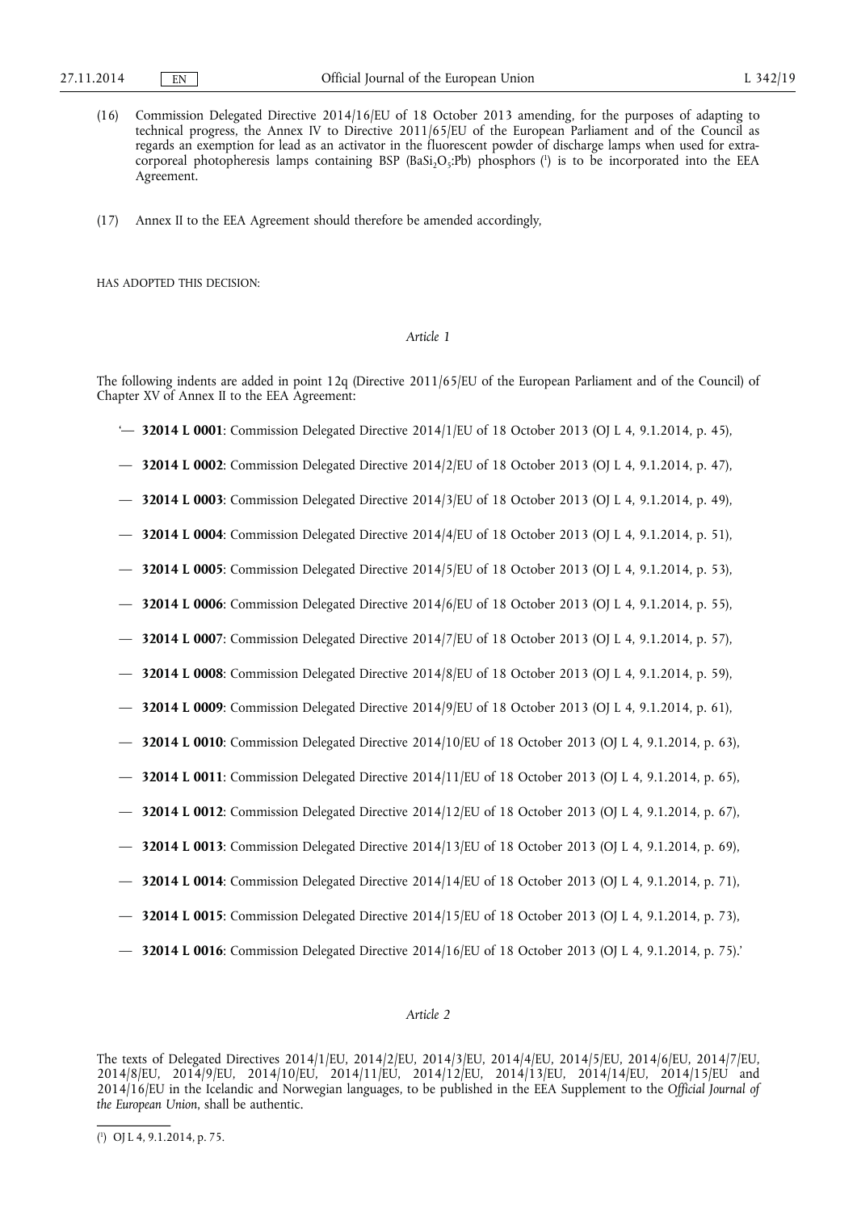(16) Commission Delegated Directive 2014/16/EU of 18 October 2013 amending, for the purposes of adapting to technical progress, the Annex IV to Directive 2011/65/EU of the European Parliament and of the Council as regards an exemption for lead as an activator in the fluorescent powder of discharge lamps when used for extracorporeal photopheresis lamps containing BSP ($BaSi_2O_5$:Pb) phosphors [1] is to be incorporated into the EEA Agreement.

(17) Annex II to the EEA Agreement should therefore be amended accordingly,

HAS ADOPTED THIS DECISION:

*Article 1*

The following indents are added in point 12q (Directive 2011/65/EU of the European Parliament and of the Council) of Chapter XV of Annex II to the EEA Agreement:

'— **32014 L 0001**: Commission Delegated Directive 2014/1/EU of 18 October 2013 (OJ L 4, 9.1.2014, p. 45),

— **32014 L 0002**: Commission Delegated Directive 2014/2/EU of 18 October 2013 (OJ L 4, 9.1.2014, p. 47),

— **32014 L 0003**: Commission Delegated Directive 2014/3/EU of 18 October 2013 (OJ L 4, 9.1.2014, p. 49),

— **32014 L 0004**: Commission Delegated Directive 2014/4/EU of 18 October 2013 (OJ L 4, 9.1.2014, p. 51),

— **32014 L 0005**: Commission Delegated Directive 2014/5/EU of 18 October 2013 (OJ L 4, 9.1.2014, p. 53),

— **32014 L 0006**: Commission Delegated Directive 2014/6/EU of 18 October 2013 (OJ L 4, 9.1.2014, p. 55),

— **32014 L 0007**: Commission Delegated Directive 2014/7/EU of 18 October 2013 (OJ L 4, 9.1.2014, p. 57),

— **32014 L 0008**: Commission Delegated Directive 2014/8/EU of 18 October 2013 (OJ L 4, 9.1.2014, p. 59),

— **32014 L 0009**: Commission Delegated Directive 2014/9/EU of 18 October 2013 (OJ L 4, 9.1.2014, p. 61),

— **32014 L 0010**: Commission Delegated Directive 2014/10/EU of 18 October 2013 (OJ L 4, 9.1.2014, p. 63),

— **32014 L 0011**: Commission Delegated Directive 2014/11/EU of 18 October 2013 (OJ L 4, 9.1.2014, p. 65),

— **32014 L 0012**: Commission Delegated Directive 2014/12/EU of 18 October 2013 (OJ L 4, 9.1.2014, p. 67),

— **32014 L 0013**: Commission Delegated Directive 2014/13/EU of 18 October 2013 (OJ L 4, 9.1.2014, p. 69),

— **32014 L 0014**: Commission Delegated Directive 2014/14/EU of 18 October 2013 (OJ L 4, 9.1.2014, p. 71),

— **32014 L 0015**: Commission Delegated Directive 2014/15/EU of 18 October 2013 (OJ L 4, 9.1.2014, p. 73),

— **32014 L 0016**: Commission Delegated Directive 2014/16/EU of 18 October 2013 (OJ L 4, 9.1.2014, p. 75).'

*Article 2*

The texts of Delegated Directives 2014/1/EU, 2014/2/EU, 2014/3/EU, 2014/4/EU, 2014/5/EU, 2014/6/EU, 2014/7/EU, 2014/8/EU, 2014/9/EU, 2014/10/EU, 2014/11/EU, 2014/12/EU, 2014/13/EU, 2014/14/EU, 2014/15/EU and 2014/16/EU in the Icelandic and Norwegian languages, to be published in the EEA Supplement to the *Official Journal of the European Union*, shall be authentic.

[1] OJ L 4, 9.1.2014, p. 75.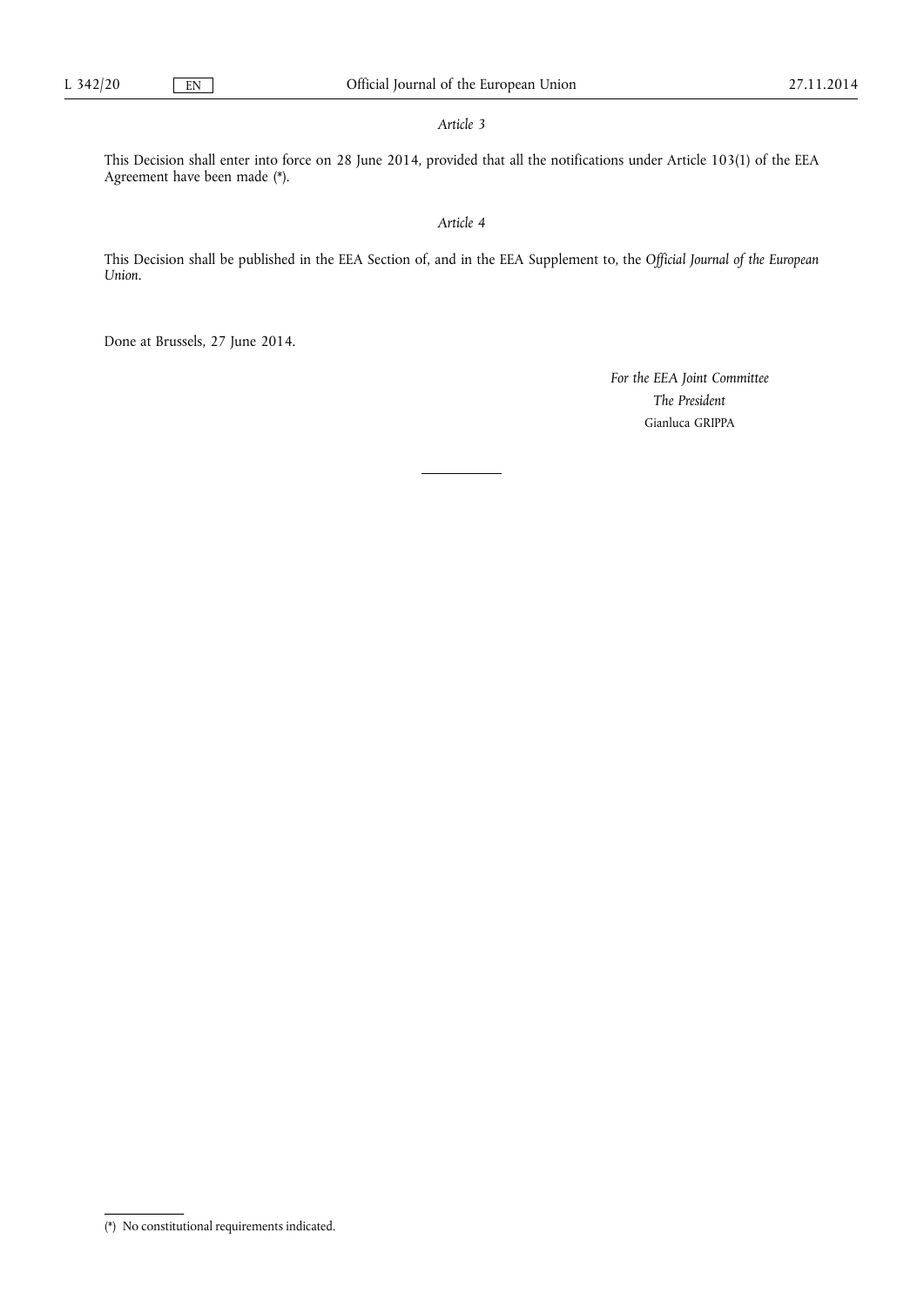*Article 3*

This Decision shall enter into force on 28 June 2014, provided that all the notifications under Article 103(1) of the EEA Agreement have been made (*).

*Article 4*

This Decision shall be published in the EEA Section of, and in the EEA Supplement to, the *Official Journal of the European Union*.

Done at Brussels, 27 June 2014.

*For the EEA Joint Committee*

*The President*

Gianluca GRIPPA

---

(*) No constitutional requirements indicated.